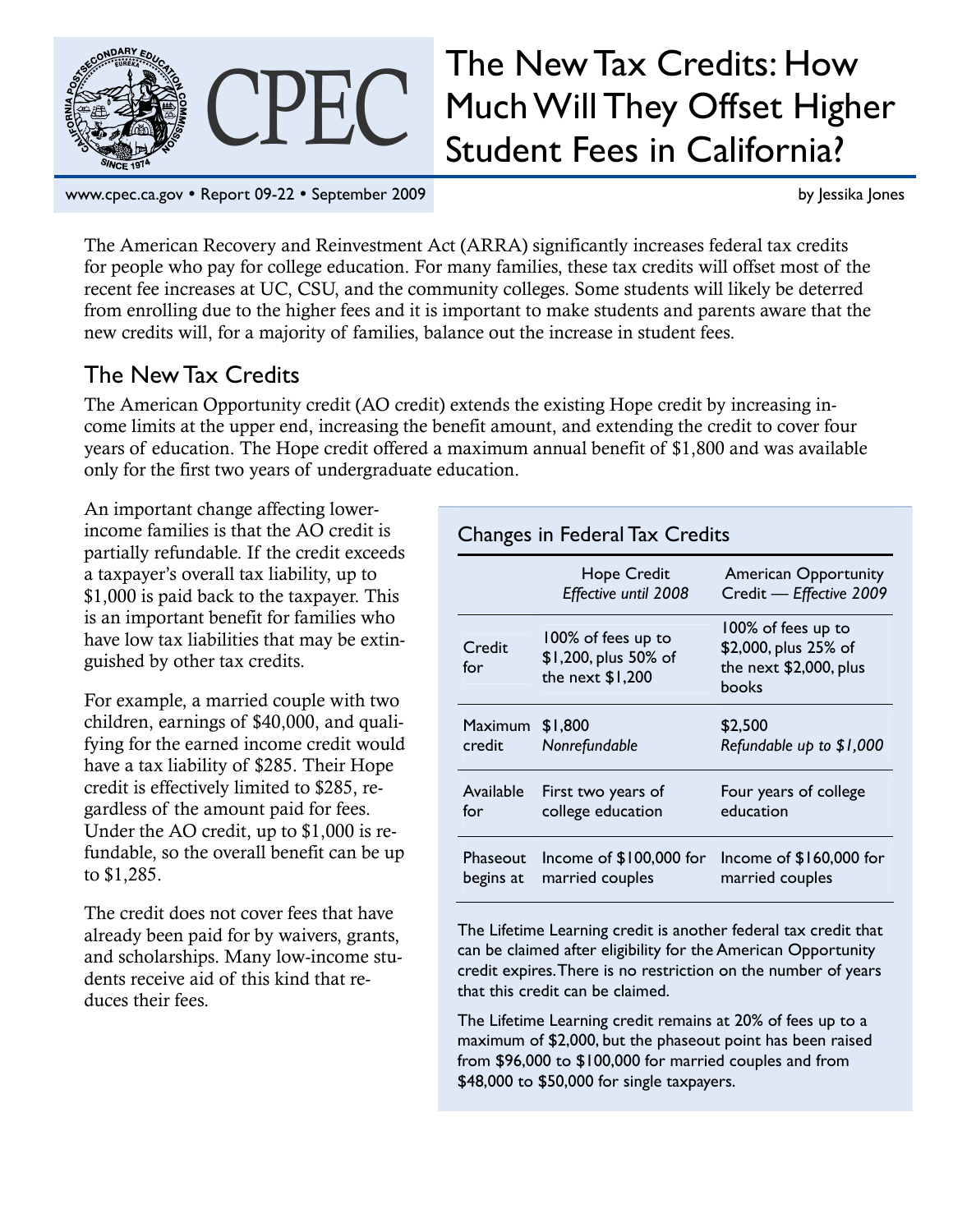# The New Tax Credits: How Much Will They Offset Higher Student Fees in California?

www.cpec.ca.gov • Report 09-22 • September 2009

by Jessika Jones

The American Recovery and Reinvestment Act (ARRA) significantly increases federal tax credits for people who pay for college education. For many families, these tax credits will offset most of the recent fee increases at UC, CSU, and the community colleges. Some students will likely be deterred from enrolling due to the higher fees and it is important to make students and parents aware that the new credits will, for a majority of families, balance out the increase in student fees.

## The New Tax Credits

The American Opportunity credit (AO credit) extends the existing Hope credit by increasing income limits at the upper end, increasing the benefit amount, and extending the credit to cover four years of education. The Hope credit offered a maximum annual benefit of $1,800 and was available only for the first two years of undergraduate education.

An important change affecting lower-income families is that the AO credit is partially refundable. If the credit exceeds a taxpayer's overall tax liability, up to $1,000 is paid back to the taxpayer. This is an important benefit for families who have low tax liabilities that may be extinguished by other tax credits.

For example, a married couple with two children, earnings of $40,000, and qualifying for the earned income credit would have a tax liability of $285. Their Hope credit is effectively limited to $285, regardless of the amount paid for fees. Under the AO credit, up to $1,000 is refundable, so the overall benefit can be up to $1,285.

The credit does not cover fees that have already been paid for by waivers, grants, and scholarships. Many low-income students receive aid of this kind that reduces their fees.

### Changes in Federal Tax Credits

| | Hope Credit *Effective until 2008* | American Opportunity Credit — *Effective 2009* |
|---|---|---|
| Credit for | 100% of fees up to $1,200, plus 50% of the next $1,200 | 100% of fees up to $2,000, plus 25% of the next $2,000, plus books |
| Maximum credit | $1,800 *Nonrefundable* | $2,500 *Refundable up to $1,000* |
| Available for | First two years of college education | Four years of college education |
| Phaseout begins at | Income of $100,000 for married couples | Income of $160,000 for married couples |

The Lifetime Learning credit is another federal tax credit that can be claimed after eligibility for the American Opportunity credit expires. There is no restriction on the number of years that this credit can be claimed.

The Lifetime Learning credit remains at 20% of fees up to a maximum of $2,000, but the phaseout point has been raised from $96,000 to $100,000 for married couples and from $48,000 to $50,000 for single taxpayers.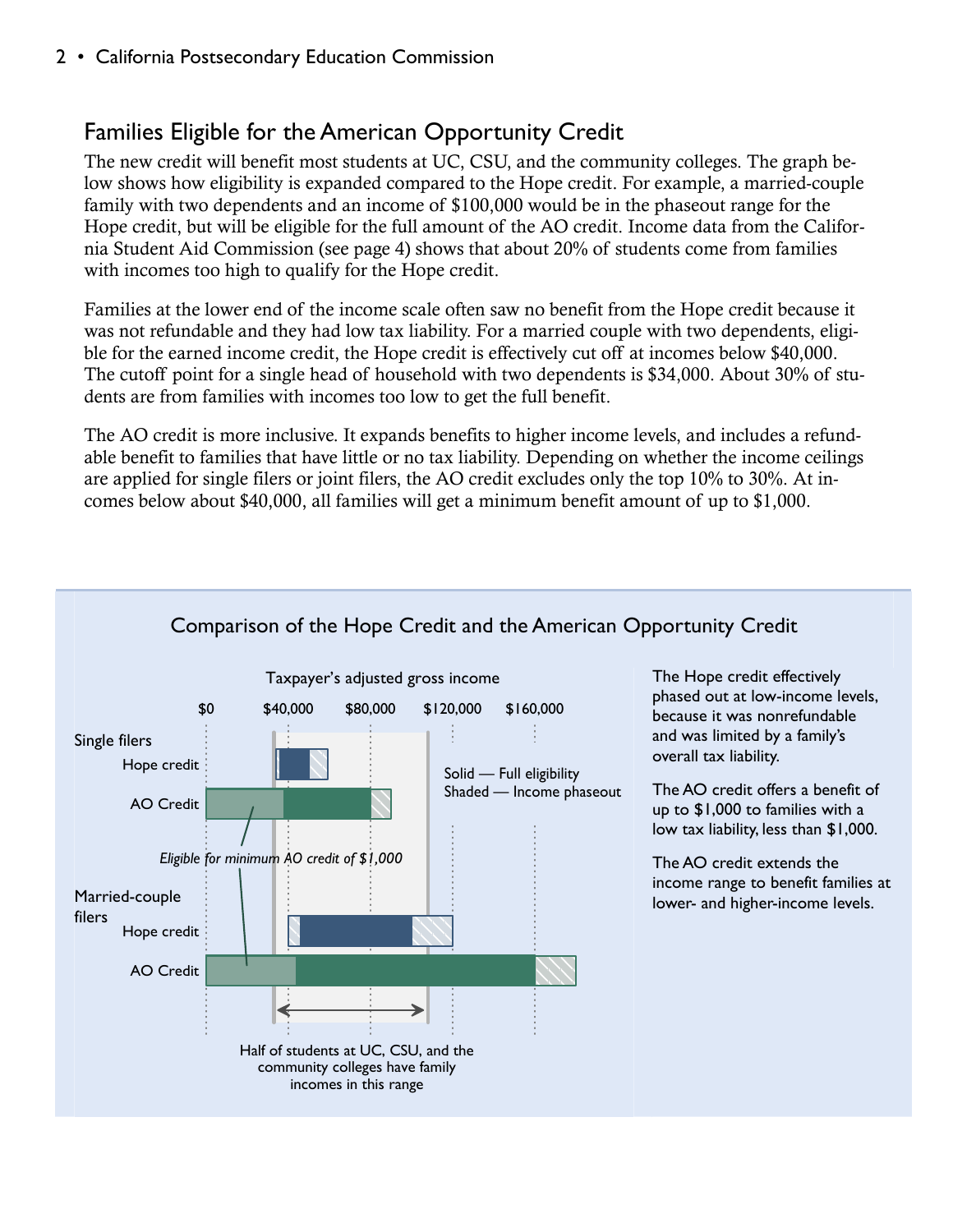## Families Eligible for the American Opportunity Credit

The new credit will benefit most students at UC, CSU, and the community colleges. The graph below shows how eligibility is expanded compared to the Hope credit. For example, a married-couple family with two dependents and an income of $100,000 would be in the phaseout range for the Hope credit, but will be eligible for the full amount of the AO credit. Income data from the California Student Aid Commission (see page 4) shows that about 20% of students come from families with incomes too high to qualify for the Hope credit.

Families at the lower end of the income scale often saw no benefit from the Hope credit because it was not refundable and they had low tax liability. For a married couple with two dependents, eligible for the earned income credit, the Hope credit is effectively cut off at incomes below $40,000. The cutoff point for a single head of household with two dependents is $34,000. About 30% of students are from families with incomes too low to get the full benefit.

The AO credit is more inclusive. It expands benefits to higher income levels, and includes a refundable benefit to families that have little or no tax liability. Depending on whether the income ceilings are applied for single filers or joint filers, the AO credit excludes only the top 10% to 30%. At incomes below about $40,000, all families will get a minimum benefit amount of up to $1,000.

### Comparison of the Hope Credit and the American Opportunity Credit

Taxpayer's adjusted gross income

$0 | $40,000 | $80,000 | $120,000 | $160,000

Single filers
- Hope credit
- AO Credit

*Eligible for minimum AO credit of $1,000*

Married-couple filers
- Hope credit
- AO Credit

Solid — Full eligibility
Shaded — Income phaseout

Half of students at UC, CSU, and the community colleges have family incomes in this range

The Hope credit effectively phased out at low-income levels, because it was nonrefundable and was limited by a family's overall tax liability.

The AO credit offers a benefit of up to $1,000 to families with a low tax liability, less than $1,000.

The AO credit extends the income range to benefit families at lower- and higher-income levels.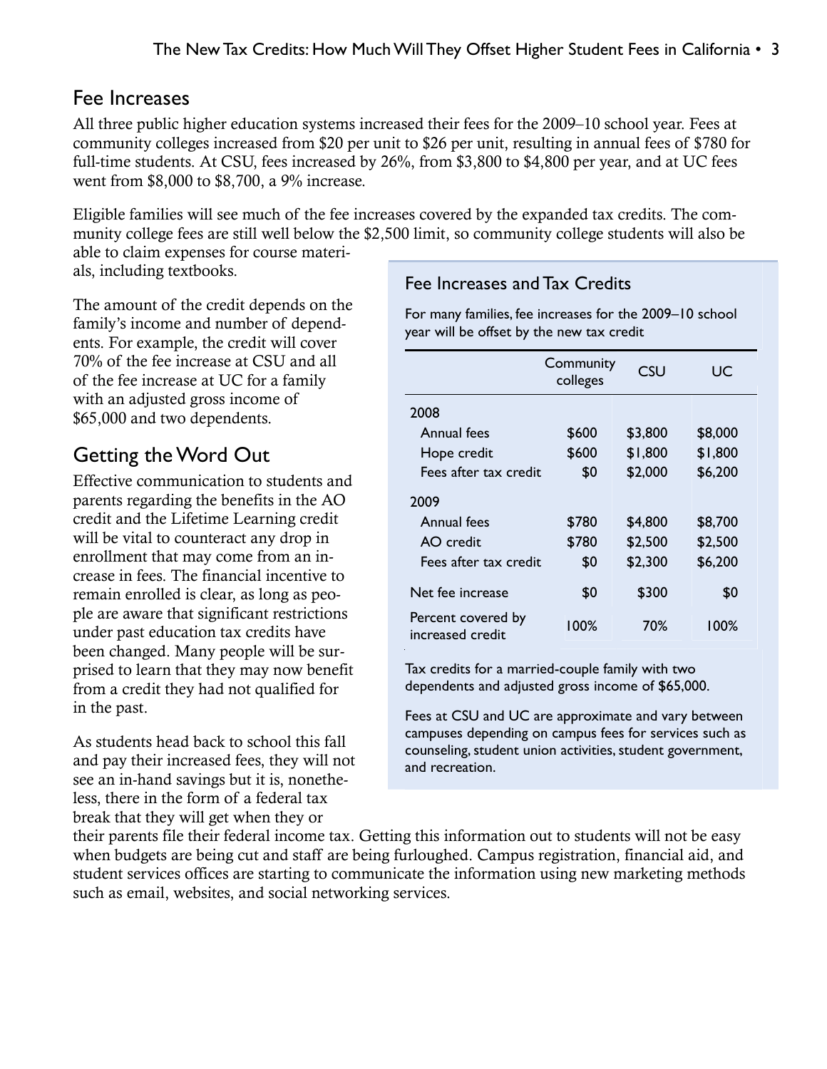## Fee Increases

All three public higher education systems increased their fees for the 2009–10 school year. Fees at community colleges increased from $20 per unit to $26 per unit, resulting in annual fees of $780 for full-time students. At CSU, fees increased by 26%, from $3,800 to $4,800 per year, and at UC fees went from $8,000 to $8,700, a 9% increase.

Eligible families will see much of the fee increases covered by the expanded tax credits. The community college fees are still well below the $2,500 limit, so community college students will also be able to claim expenses for course materials, including textbooks.

The amount of the credit depends on the family's income and number of dependents. For example, the credit will cover 70% of the fee increase at CSU and all of the fee increase at UC for a family with an adjusted gross income of $65,000 and two dependents.

### Fee Increases and Tax Credits

For many families, fee increases for the 2009–10 school year will be offset by the new tax credit

| | Community colleges | CSU | UC |
|---|---|---|---|
| **2008** | | | |
| Annual fees | $600 | $3,800 | $8,000 |
| Hope credit | $600 | $1,800 | $1,800 |
| Fees after tax credit | $0 | $2,000 | $6,200 |
| **2009** | | | |
| Annual fees | $780 | $4,800 | $8,700 |
| AO credit | $780 | $2,500 | $2,500 |
| Fees after tax credit | $0 | $2,300 | $6,200 |
| Net fee increase | $0 | $300 | $0 |
| Percent covered by increased credit | 100% | 70% | 100% |

Tax credits for a married-couple family with two dependents and adjusted gross income of $65,000.

Fees at CSU and UC are approximate and vary between campuses depending on campus fees for services such as counseling, student union activities, student government, and recreation.

## Getting the Word Out

Effective communication to students and parents regarding the benefits in the AO credit and the Lifetime Learning credit will be vital to counteract any drop in enrollment that may come from an increase in fees. The financial incentive to remain enrolled is clear, as long as people are aware that significant restrictions under past education tax credits have been changed. Many people will be surprised to learn that they may now benefit from a credit they had not qualified for in the past.

As students head back to school this fall and pay their increased fees, they will not see an in-hand savings but it is, nonetheless, there in the form of a federal tax break that they will get when they or their parents file their federal income tax. Getting this information out to students will not be easy when budgets are being cut and staff are being furloughed. Campus registration, financial aid, and student services offices are starting to communicate the information using new marketing methods such as email, websites, and social networking services.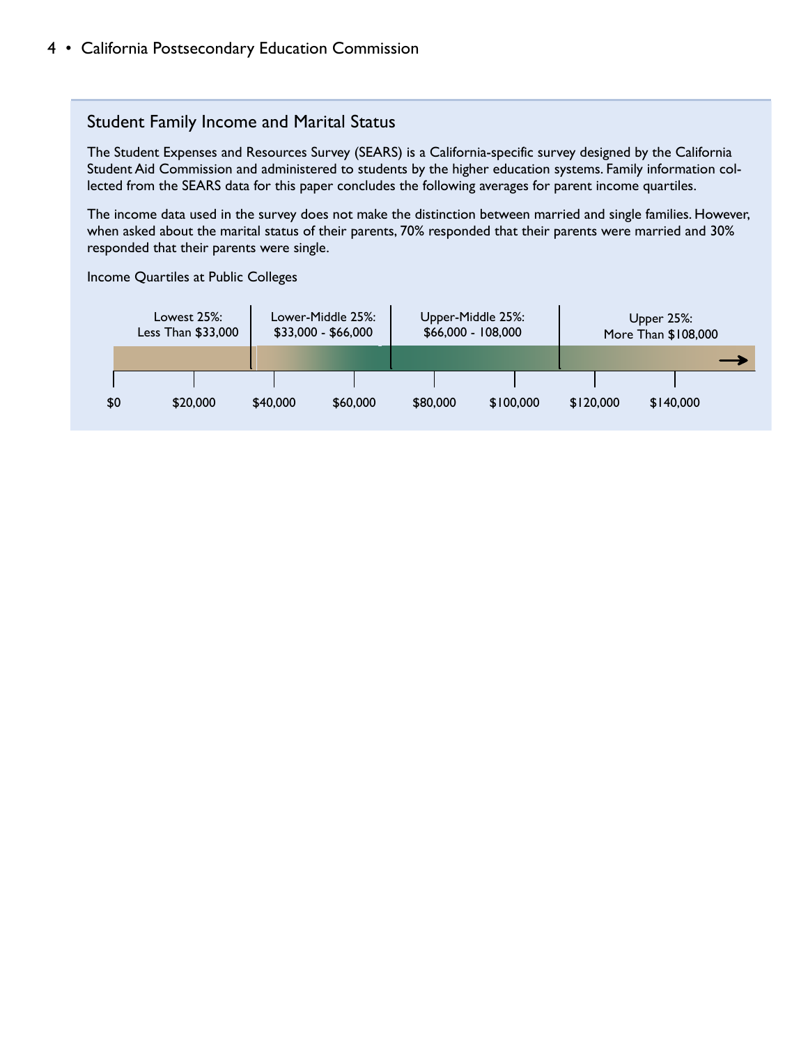## Student Family Income and Marital Status

The Student Expenses and Resources Survey (SEARS) is a California-specific survey designed by the California Student Aid Commission and administered to students by the higher education systems. Family information collected from the SEARS data for this paper concludes the following averages for parent income quartiles.

The income data used in the survey does not make the distinction between married and single families. However, when asked about the marital status of their parents, 70% responded that their parents were married and 30% responded that their parents were single.

Income Quartiles at Public Colleges

Lowest 25%: Less Than $33,000

Lower-Middle 25%: $33,000 - $66,000

Upper-Middle 25%: $66,000 - 108,000

Upper 25%: More Than $108,000

$0
$20,000
$40,000
$60,000
$80,000
$100,000
$120,000
$140,000